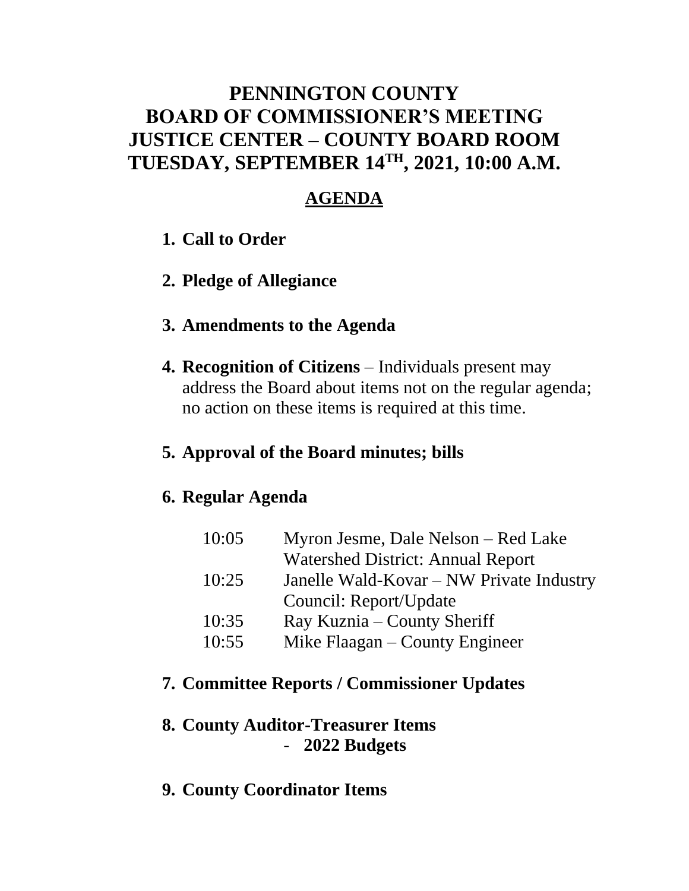# PENNINGTON COUNTY
# BOARD OF COMMISSIONER'S MEETING
# JUSTICE CENTER – COUNTY BOARD ROOM
# TUESDAY, SEPTEMBER 14TH, 2021, 10:00 A.M.

## AGENDA

1. **Call to Order**

2. **Pledge of Allegiance**

3. **Amendments to the Agenda**

4. **Recognition of Citizens** – Individuals present may address the Board about items not on the regular agenda; no action on these items is required at this time.

5. **Approval of the Board minutes; bills**

6. **Regular Agenda**

| | |
|---|---|
| 10:05 | Myron Jesme, Dale Nelson – Red Lake Watershed District: Annual Report |
| 10:25 | Janelle Wald-Kovar – NW Private Industry Council: Report/Update |
| 10:35 | Ray Kuznia – County Sheriff |
| 10:55 | Mike Flaagan – County Engineer |

7. **Committee Reports / Commissioner Updates**

8. **County Auditor-Treasurer Items**
   - **2022 Budgets**

9. **County Coordinator Items**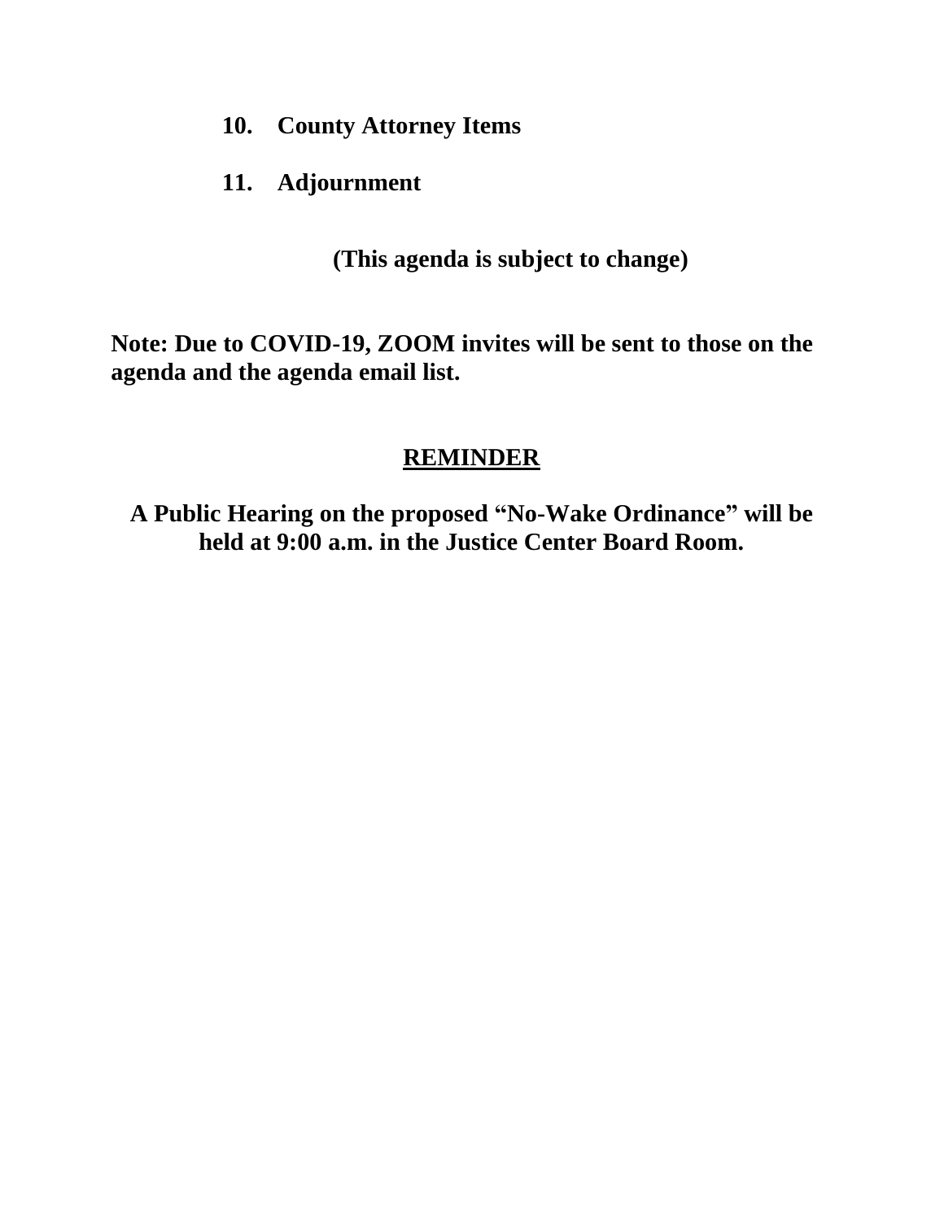10. **County Attorney Items**

11. **Adjournment**

**(This agenda is subject to change)**

**Note: Due to COVID-19, ZOOM invites will be sent to those on the agenda and the agenda email list.**

## REMINDER

**A Public Hearing on the proposed "No-Wake Ordinance" will be held at 9:00 a.m. in the Justice Center Board Room.**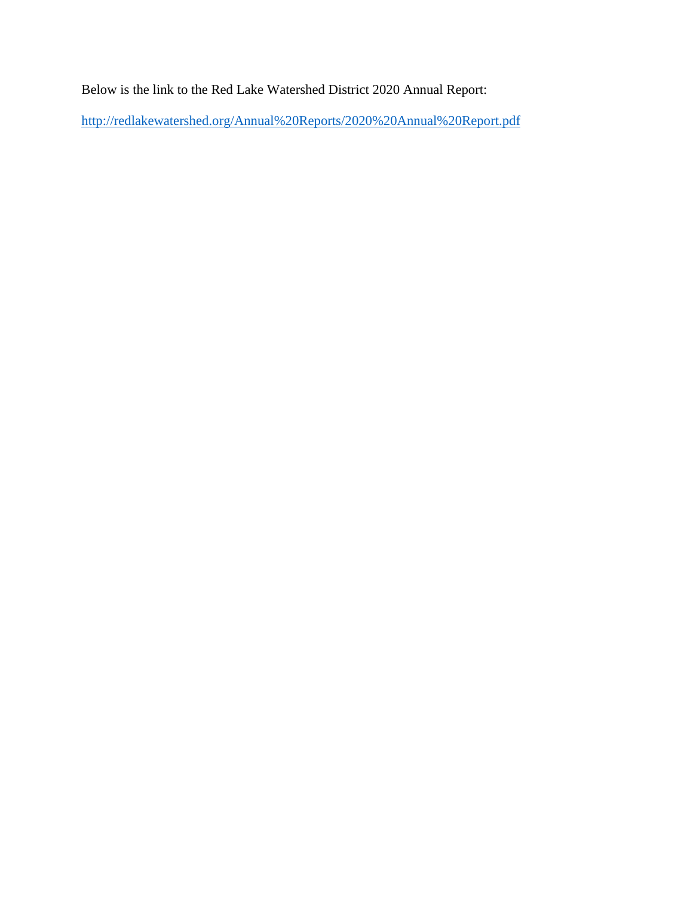Below is the link to the Red Lake Watershed District 2020 Annual Report:

http://redlakewatershed.org/Annual%20Reports/2020%20Annual%20Report.pdf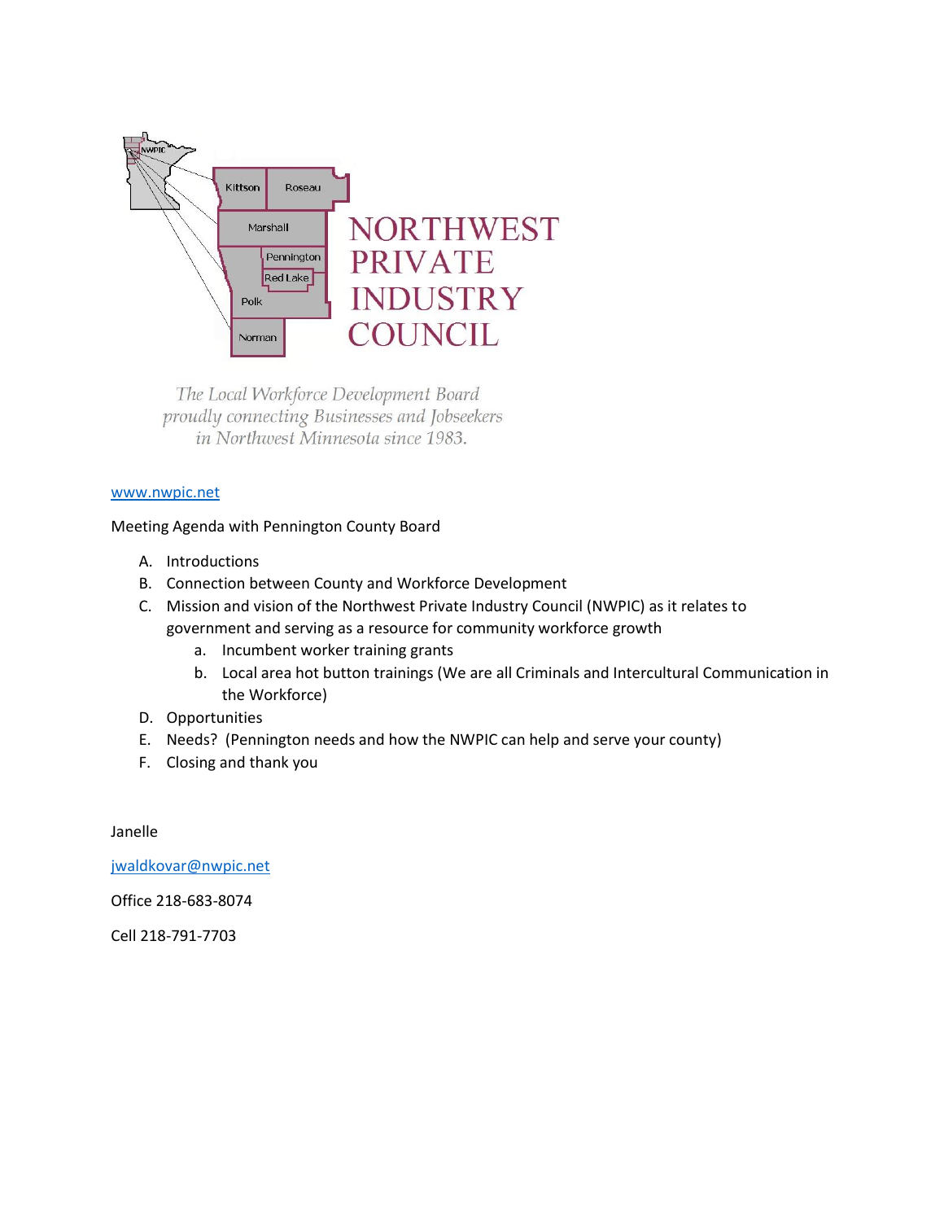NORTHWEST PRIVATE INDUSTRY COUNCIL

Kittson
Roseau
Marshall
Pennington
Red Lake
Polk
Norman
NWPIC

*The Local Workforce Development Board proudly connecting Businesses and Jobseekers in Northwest Minnesota since 1983.*

www.nwpic.net

Meeting Agenda with Pennington County Board

A. Introductions
B. Connection between County and Workforce Development
C. Mission and vision of the Northwest Private Industry Council (NWPIC) as it relates to government and serving as a resource for community workforce growth
   a. Incumbent worker training grants
   b. Local area hot button trainings (We are all Criminals and Intercultural Communication in the Workforce)
D. Opportunities
E. Needs? (Pennington needs and how the NWPIC can help and serve your county)
F. Closing and thank you

Janelle

jwaldkovar@nwpic.net

Office 218-683-8074

Cell 218-791-7703